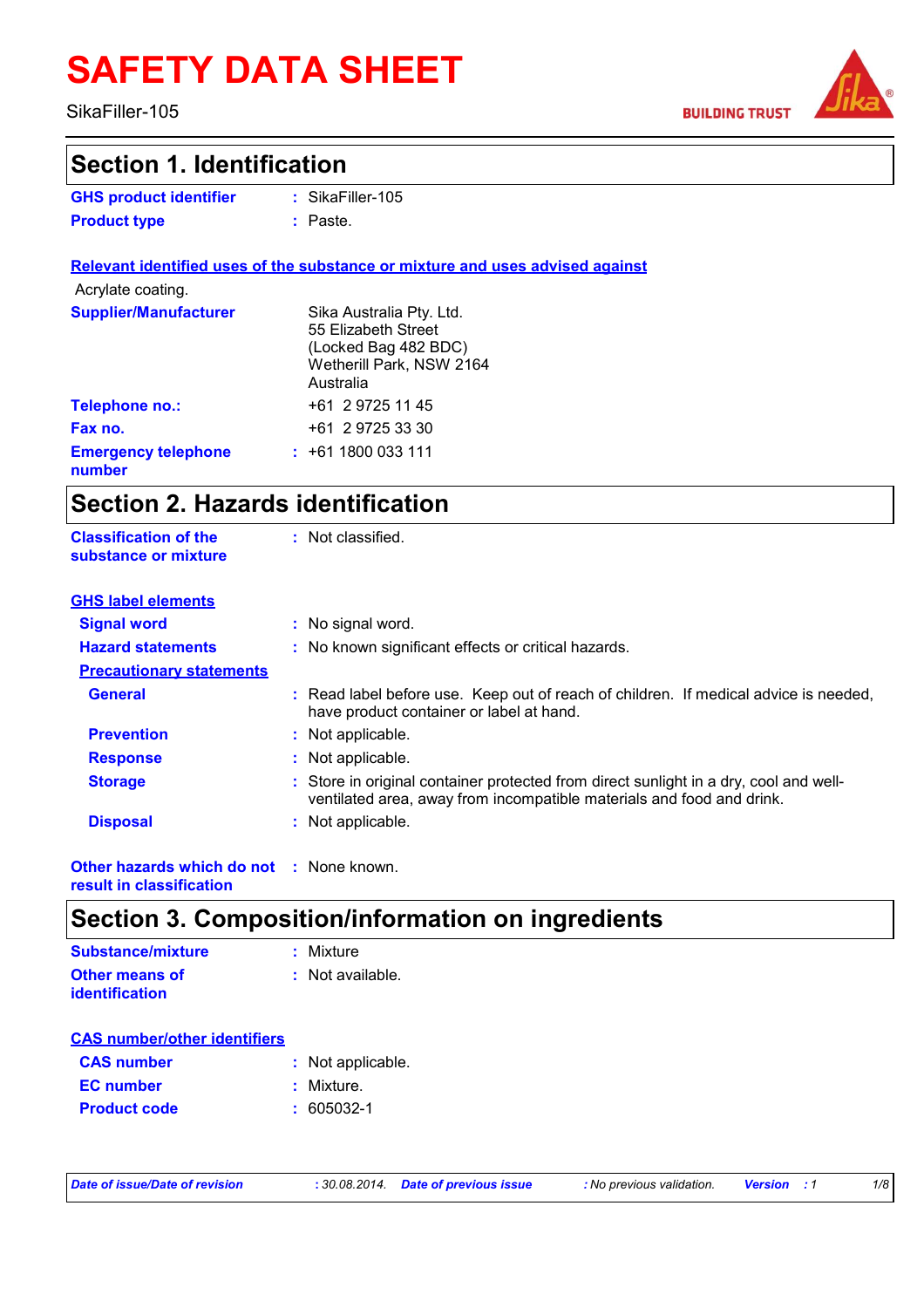# SAFETY DATA SHEET

SikaFiller-105

BUILDING TRUST

## Section 1. Identification

**GHS product identifier** : SikaFiller-105

**Product type** : Paste.

**Relevant identified uses of the substance or mixture and uses advised against**

Acrylate coating.

**Supplier/Manufacturer**
Sika Australia Pty. Ltd.
55 Elizabeth Street
(Locked Bag 482 BDC)
Wetherill Park, NSW 2164
Australia

**Telephone no.:** +61 2 9725 11 45

**Fax no.** +61 2 9725 33 30

**Emergency telephone number** : +61 1800 033 111

## Section 2. Hazards identification

**Classification of the substance or mixture** : Not classified.

**GHS label elements**

**Signal word** : No signal word.

**Hazard statements** : No known significant effects or critical hazards.

**Precautionary statements**

**General** : Read label before use. Keep out of reach of children. If medical advice is needed, have product container or label at hand.

**Prevention** : Not applicable.

**Response** : Not applicable.

**Storage** : Store in original container protected from direct sunlight in a dry, cool and well-ventilated area, away from incompatible materials and food and drink.

**Disposal** : Not applicable.

**Other hazards which do not result in classification** : None known.

## Section 3. Composition/information on ingredients

**Substance/mixture** : Mixture

**Other means of identification** : Not available.

**CAS number/other identifiers**

**CAS number** : Not applicable.

**EC number** : Mixture.

**Product code** : 605032-1

*Date of issue/Date of revision* : 30.08.2014. *Date of previous issue* : No previous validation. *Version* : 1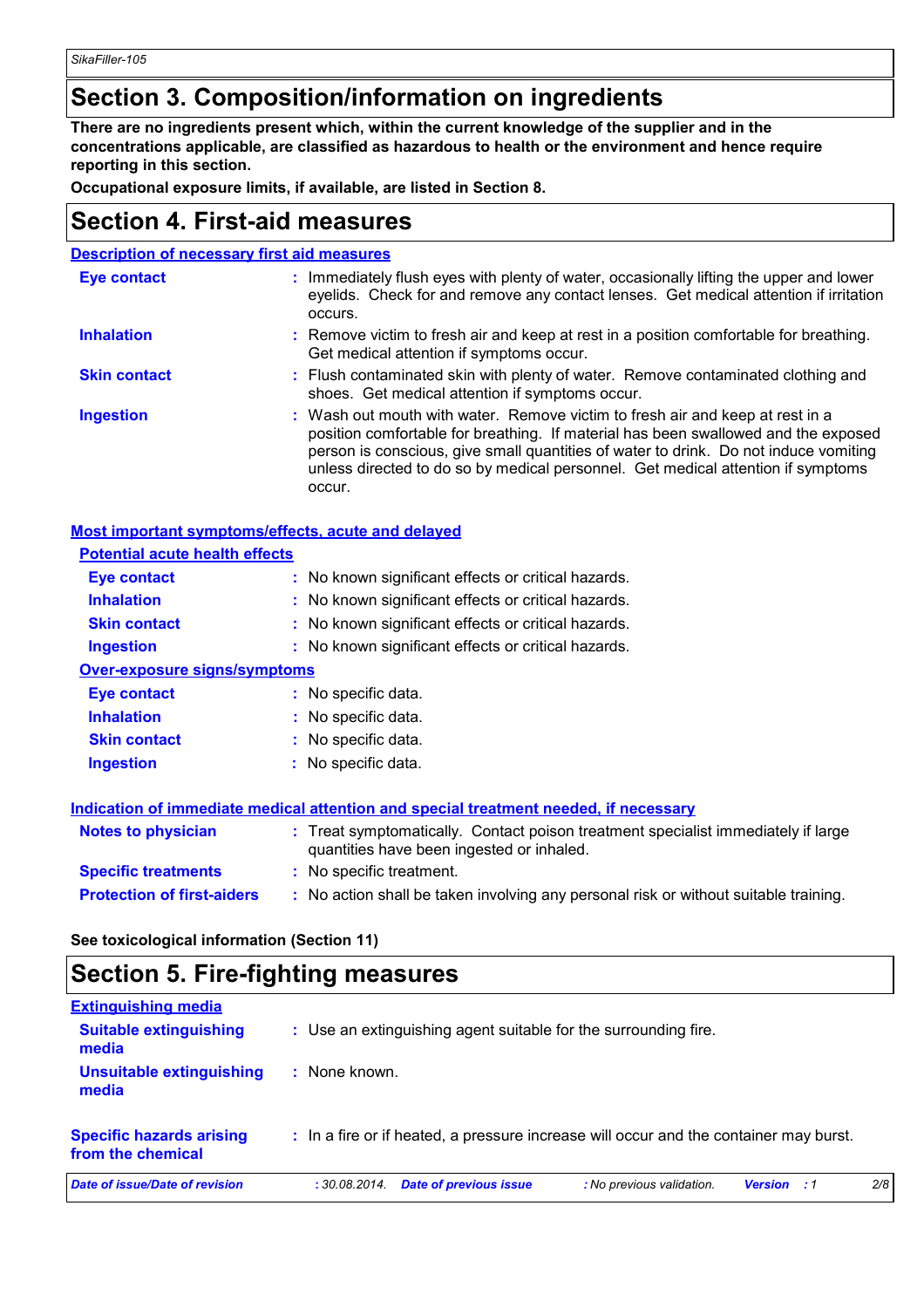# Section 3. Composition/information on ingredients

**There are no ingredients present which, within the current knowledge of the supplier and in the concentrations applicable, are classified as hazardous to health or the environment and hence require reporting in this section.**

**Occupational exposure limits, if available, are listed in Section 8.**

# Section 4. First-aid measures

## Description of necessary first aid measures

**Eye contact** : Immediately flush eyes with plenty of water, occasionally lifting the upper and lower eyelids. Check for and remove any contact lenses. Get medical attention if irritation occurs.

**Inhalation** : Remove victim to fresh air and keep at rest in a position comfortable for breathing. Get medical attention if symptoms occur.

**Skin contact** : Flush contaminated skin with plenty of water. Remove contaminated clothing and shoes. Get medical attention if symptoms occur.

**Ingestion** : Wash out mouth with water. Remove victim to fresh air and keep at rest in a position comfortable for breathing. If material has been swallowed and the exposed person is conscious, give small quantities of water to drink. Do not induce vomiting unless directed to do so by medical personnel. Get medical attention if symptoms occur.

## Most important symptoms/effects, acute and delayed

### Potential acute health effects

**Eye contact** : No known significant effects or critical hazards.

**Inhalation** : No known significant effects or critical hazards.

**Skin contact** : No known significant effects or critical hazards.

**Ingestion** : No known significant effects or critical hazards.

### Over-exposure signs/symptoms

**Eye contact** : No specific data.

**Inhalation** : No specific data.

**Skin contact** : No specific data.

**Ingestion** : No specific data.

## Indication of immediate medical attention and special treatment needed, if necessary

**Notes to physician** : Treat symptomatically. Contact poison treatment specialist immediately if large quantities have been ingested or inhaled.

**Specific treatments** : No specific treatment.

**Protection of first-aiders** : No action shall be taken involving any personal risk or without suitable training.

**See toxicological information (Section 11)**

# Section 5. Fire-fighting measures

## Extinguishing media

**Suitable extinguishing media** : Use an extinguishing agent suitable for the surrounding fire.

**Unsuitable extinguishing media** : None known.

**Specific hazards arising from the chemical** : In a fire or if heated, a pressure increase will occur and the container may burst.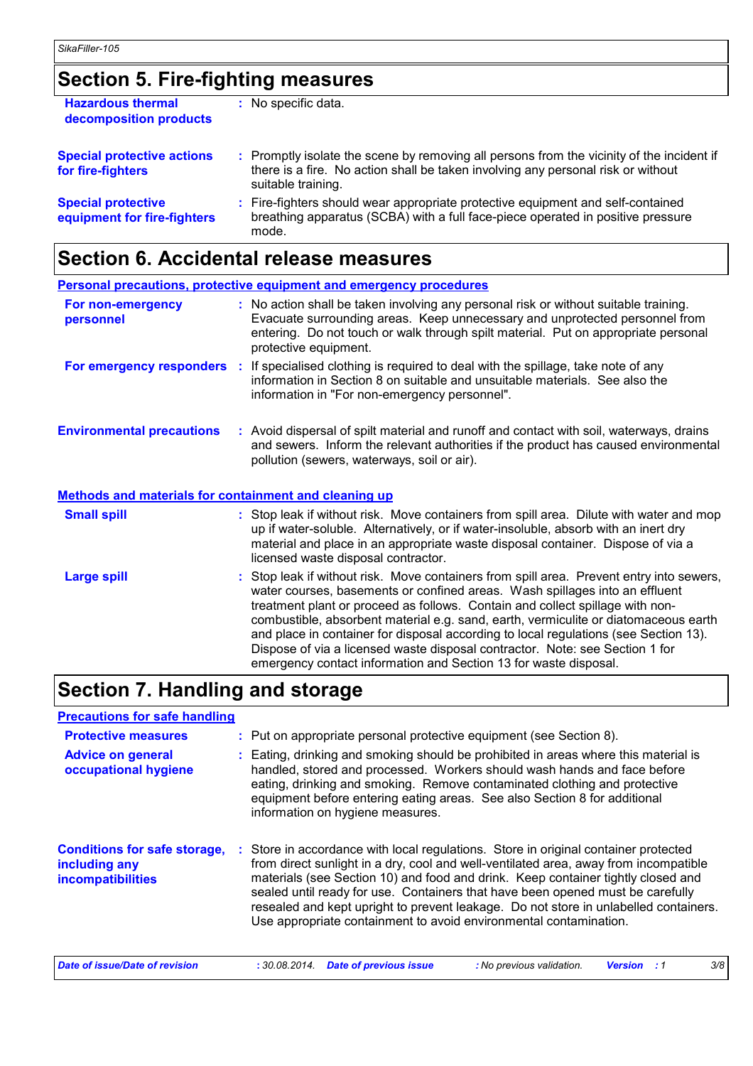## Section 5. Fire-fighting measures

**Hazardous thermal decomposition products** : No specific data.

**Special protective actions for fire-fighters** : Promptly isolate the scene by removing all persons from the vicinity of the incident if there is a fire. No action shall be taken involving any personal risk or without suitable training.

**Special protective equipment for fire-fighters** : Fire-fighters should wear appropriate protective equipment and self-contained breathing apparatus (SCBA) with a full face-piece operated in positive pressure mode.

## Section 6. Accidental release measures

### Personal precautions, protective equipment and emergency procedures

**For non-emergency personnel** : No action shall be taken involving any personal risk or without suitable training. Evacuate surrounding areas. Keep unnecessary and unprotected personnel from entering. Do not touch or walk through spilt material. Put on appropriate personal protective equipment.

**For emergency responders** : If specialised clothing is required to deal with the spillage, take note of any information in Section 8 on suitable and unsuitable materials. See also the information in "For non-emergency personnel".

**Environmental precautions** : Avoid dispersal of spilt material and runoff and contact with soil, waterways, drains and sewers. Inform the relevant authorities if the product has caused environmental pollution (sewers, waterways, soil or air).

### Methods and materials for containment and cleaning up

**Small spill** : Stop leak if without risk. Move containers from spill area. Dilute with water and mop up if water-soluble. Alternatively, or if water-insoluble, absorb with an inert dry material and place in an appropriate waste disposal container. Dispose of via a licensed waste disposal contractor.

**Large spill** : Stop leak if without risk. Move containers from spill area. Prevent entry into sewers, water courses, basements or confined areas. Wash spillages into an effluent treatment plant or proceed as follows. Contain and collect spillage with non-combustible, absorbent material e.g. sand, earth, vermiculite or diatomaceous earth and place in container for disposal according to local regulations (see Section 13). Dispose of via a licensed waste disposal contractor. Note: see Section 1 for emergency contact information and Section 13 for waste disposal.

## Section 7. Handling and storage

### Precautions for safe handling

**Protective measures** : Put on appropriate personal protective equipment (see Section 8).

**Advice on general occupational hygiene** : Eating, drinking and smoking should be prohibited in areas where this material is handled, stored and processed. Workers should wash hands and face before eating, drinking and smoking. Remove contaminated clothing and protective equipment before entering eating areas. See also Section 8 for additional information on hygiene measures.

**Conditions for safe storage, including any incompatibilities** : Store in accordance with local regulations. Store in original container protected from direct sunlight in a dry, cool and well-ventilated area, away from incompatible materials (see Section 10) and food and drink. Keep container tightly closed and sealed until ready for use. Containers that have been opened must be carefully resealed and kept upright to prevent leakage. Do not store in unlabelled containers. Use appropriate containment to avoid environmental contamination.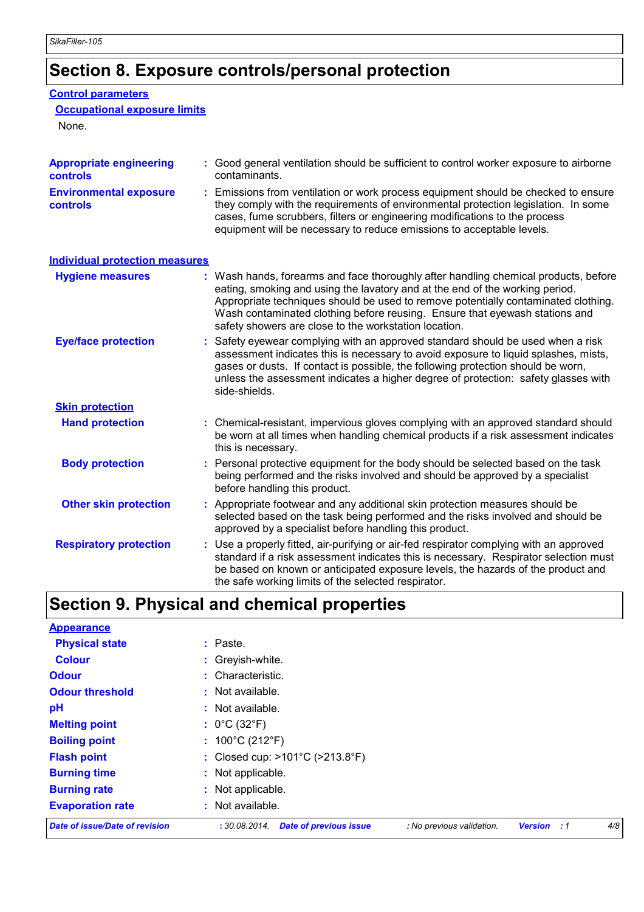# Section 8. Exposure controls/personal protection

## Control parameters

### Occupational exposure limits

None.

**Appropriate engineering controls** : Good general ventilation should be sufficient to control worker exposure to airborne contaminants.

**Environmental exposure controls** : Emissions from ventilation or work process equipment should be checked to ensure they comply with the requirements of environmental protection legislation. In some cases, fume scrubbers, filters or engineering modifications to the process equipment will be necessary to reduce emissions to acceptable levels.

## Individual protection measures

**Hygiene measures** : Wash hands, forearms and face thoroughly after handling chemical products, before eating, smoking and using the lavatory and at the end of the working period. Appropriate techniques should be used to remove potentially contaminated clothing. Wash contaminated clothing before reusing. Ensure that eyewash stations and safety showers are close to the workstation location.

**Eye/face protection** : Safety eyewear complying with an approved standard should be used when a risk assessment indicates this is necessary to avoid exposure to liquid splashes, mists, gases or dusts. If contact is possible, the following protection should be worn, unless the assessment indicates a higher degree of protection: safety glasses with side-shields.

### Skin protection

**Hand protection** : Chemical-resistant, impervious gloves complying with an approved standard should be worn at all times when handling chemical products if a risk assessment indicates this is necessary.

**Body protection** : Personal protective equipment for the body should be selected based on the task being performed and the risks involved and should be approved by a specialist before handling this product.

**Other skin protection** : Appropriate footwear and any additional skin protection measures should be selected based on the task being performed and the risks involved and should be approved by a specialist before handling this product.

**Respiratory protection** : Use a properly fitted, air-purifying or air-fed respirator complying with an approved standard if a risk assessment indicates this is necessary. Respirator selection must be based on known or anticipated exposure levels, the hazards of the product and the safe working limits of the selected respirator.

# Section 9. Physical and chemical properties

## Appearance

**Physical state** : Paste.

**Colour** : Greyish-white.

**Odour** : Characteristic.

**Odour threshold** : Not available.

**pH** : Not available.

**Melting point** : 0°C (32°F)

**Boiling point** : 100°C (212°F)

**Flash point** : Closed cup: >101°C (>213.8°F)

**Burning time** : Not applicable.

**Burning rate** : Not applicable.

**Evaporation rate** : Not available.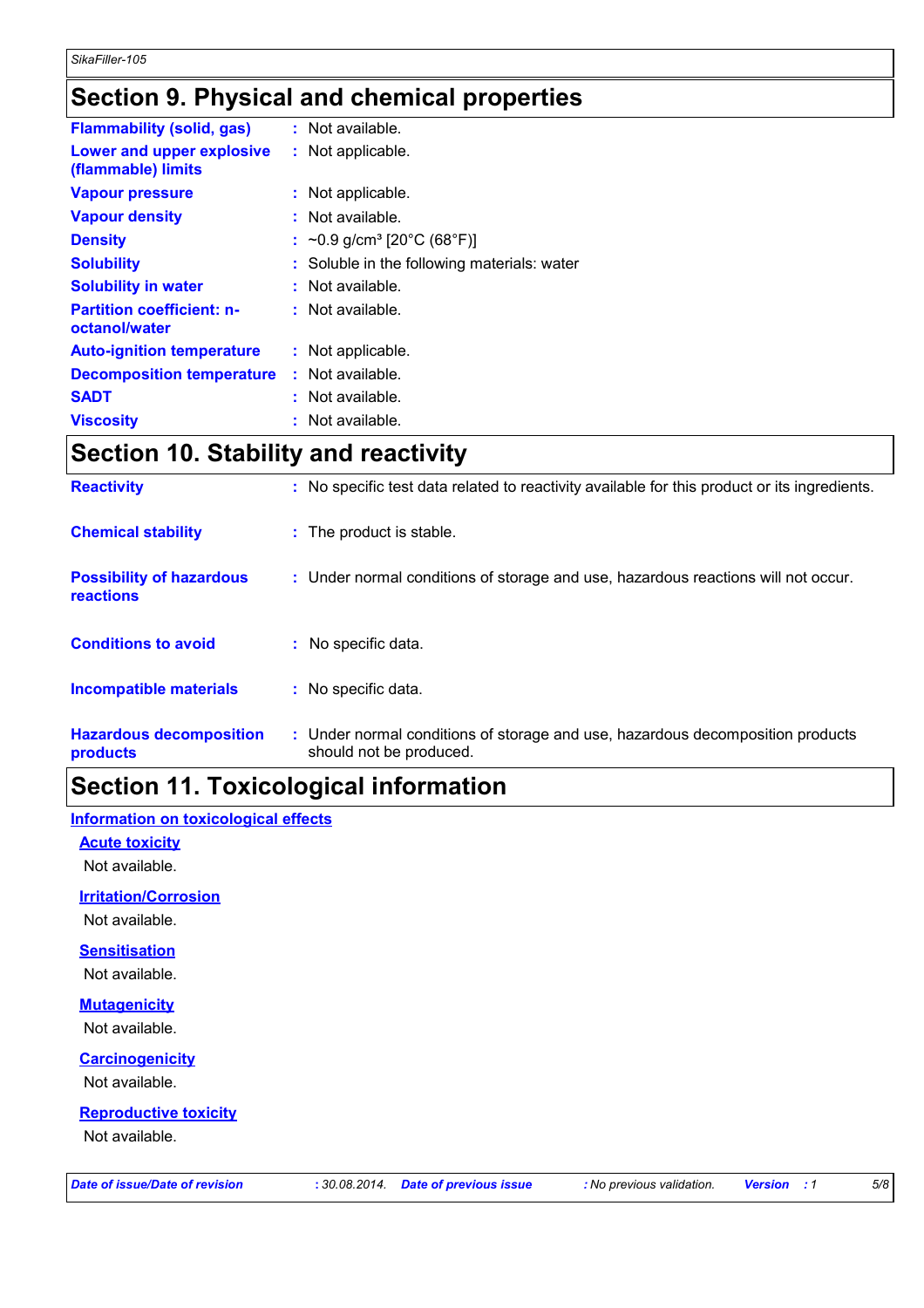## Section 9. Physical and chemical properties

| | |
|---|---|
| **Flammability (solid, gas)** | : Not available. |
| **Lower and upper explosive (flammable) limits** | : Not applicable. |
| **Vapour pressure** | : Not applicable. |
| **Vapour density** | : Not available. |
| **Density** | : ~0.9 g/cm³ [20°C (68°F)] |
| **Solubility** | : Soluble in the following materials: water |
| **Solubility in water** | : Not available. |
| **Partition coefficient: n-octanol/water** | : Not available. |
| **Auto-ignition temperature** | : Not applicable. |
| **Decomposition temperature** | : Not available. |
| **SADT** | : Not available. |
| **Viscosity** | : Not available. |

## Section 10. Stability and reactivity

| | |
|---|---|
| **Reactivity** | : No specific test data related to reactivity available for this product or its ingredients. |
| **Chemical stability** | : The product is stable. |
| **Possibility of hazardous reactions** | : Under normal conditions of storage and use, hazardous reactions will not occur. |
| **Conditions to avoid** | : No specific data. |
| **Incompatible materials** | : No specific data. |
| **Hazardous decomposition products** | : Under normal conditions of storage and use, hazardous decomposition products should not be produced. |

## Section 11. Toxicological information

### Information on toxicological effects

#### Acute toxicity

Not available.

#### Irritation/Corrosion

Not available.

#### Sensitisation

Not available.

#### Mutagenicity

Not available.

#### Carcinogenicity

Not available.

#### Reproductive toxicity

Not available.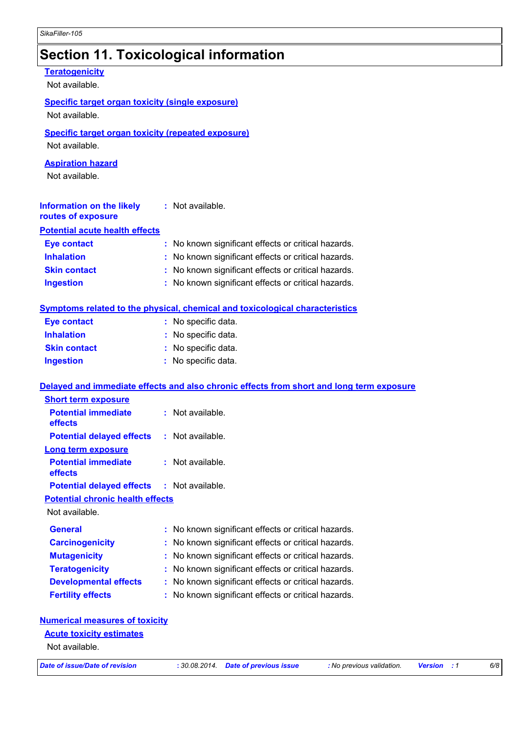# Section 11. Toxicological information

**Teratogenicity**

Not available.

**Specific target organ toxicity (single exposure)**

Not available.

**Specific target organ toxicity (repeated exposure)**

Not available.

**Aspiration hazard**

Not available.

**Information on the likely routes of exposure** : Not available.

**Potential acute health effects**

**Eye contact** : No known significant effects or critical hazards.

**Inhalation** : No known significant effects or critical hazards.

**Skin contact** : No known significant effects or critical hazards.

**Ingestion** : No known significant effects or critical hazards.

**Symptoms related to the physical, chemical and toxicological characteristics**

**Eye contact** : No specific data.

**Inhalation** : No specific data.

**Skin contact** : No specific data.

**Ingestion** : No specific data.

**Delayed and immediate effects and also chronic effects from short and long term exposure**

**Short term exposure**

**Potential immediate effects** : Not available.

**Potential delayed effects** : Not available.

**Long term exposure**

**Potential immediate effects** : Not available.

**Potential delayed effects** : Not available.

**Potential chronic health effects**

Not available.

**General** : No known significant effects or critical hazards.

**Carcinogenicity** : No known significant effects or critical hazards.

**Mutagenicity** : No known significant effects or critical hazards.

**Teratogenicity** : No known significant effects or critical hazards.

**Developmental effects** : No known significant effects or critical hazards.

**Fertility effects** : No known significant effects or critical hazards.

**Numerical measures of toxicity**

**Acute toxicity estimates**

Not available.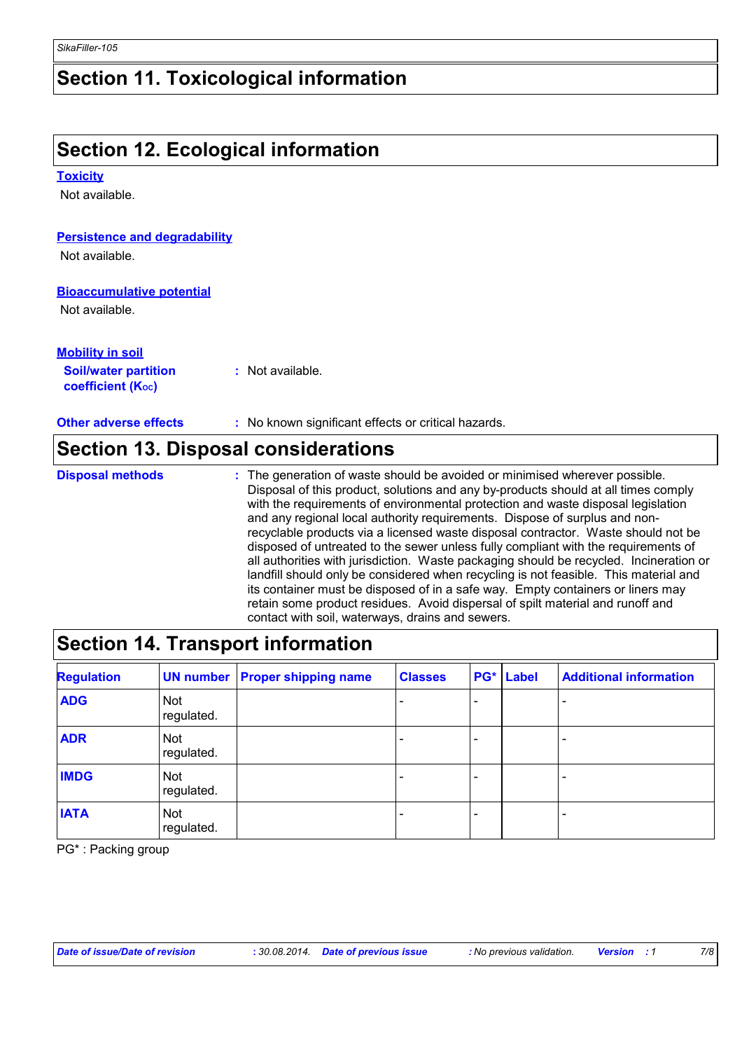# Section 11. Toxicological information

# Section 12. Ecological information

**Toxicity**

Not available.

**Persistence and degradability**

Not available.

**Bioaccumulative potential**

Not available.

**Mobility in soil**

**Soil/water partition coefficient ($K_{OC}$)** : Not available.

**Other adverse effects** : No known significant effects or critical hazards.

# Section 13. Disposal considerations

**Disposal methods** : The generation of waste should be avoided or minimised wherever possible. Disposal of this product, solutions and any by-products should at all times comply with the requirements of environmental protection and waste disposal legislation and any regional local authority requirements. Dispose of surplus and non-recyclable products via a licensed waste disposal contractor. Waste should not be disposed of untreated to the sewer unless fully compliant with the requirements of all authorities with jurisdiction. Waste packaging should be recycled. Incineration or landfill should only be considered when recycling is not feasible. This material and its container must be disposed of in a safe way. Empty containers or liners may retain some product residues. Avoid dispersal of spilt material and runoff and contact with soil, waterways, drains and sewers.

# Section 14. Transport information

| Regulation | UN number | Proper shipping name | Classes | PG* | Label | Additional information |
|---|---|---|---|---|---|---|
| **ADG** | Not regulated. | | - | - | | - |
| **ADR** | Not regulated. | | - | - | | - |
| **IMDG** | Not regulated. | | - | - | | - |
| **IATA** | Not regulated. | | - | - | | - |

PG* : Packing group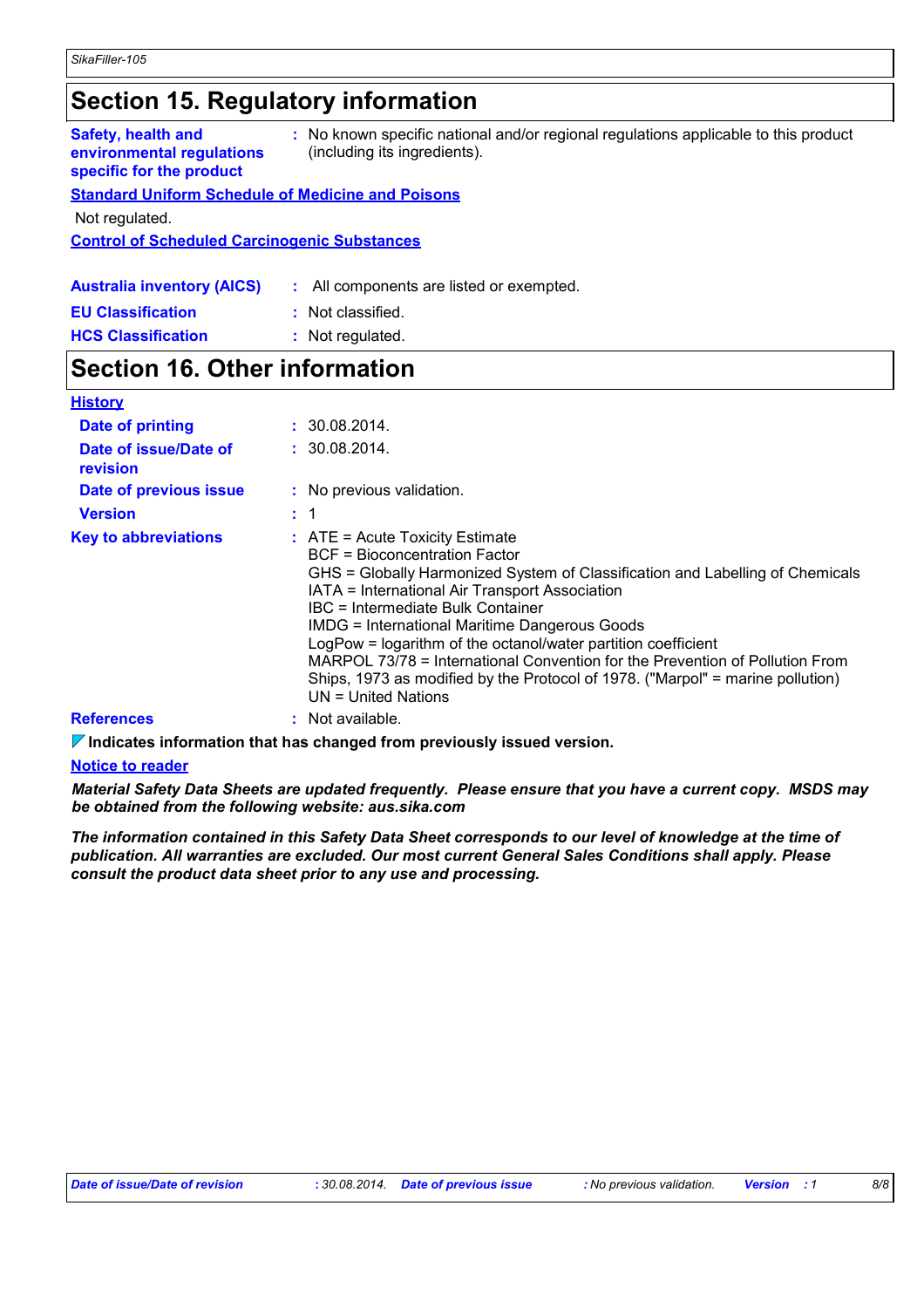## Section 15. Regulatory information

**Safety, health and environmental regulations specific for the product** : No known specific national and/or regional regulations applicable to this product (including its ingredients).

**Standard Uniform Schedule of Medicine and Poisons**

Not regulated.

**Control of Scheduled Carcinogenic Substances**

**Australia inventory (AICS)** : All components are listed or exempted.

**EU Classification** : Not classified.

**HCS Classification** : Not regulated.

## Section 16. Other information

**History**

**Date of printing** : 30.08.2014.

**Date of issue/Date of revision** : 30.08.2014.

**Date of previous issue** : No previous validation.

**Version** : 1

**Key to abbreviations** :
ATE = Acute Toxicity Estimate
BCF = Bioconcentration Factor
GHS = Globally Harmonized System of Classification and Labelling of Chemicals
IATA = International Air Transport Association
IBC = Intermediate Bulk Container
IMDG = International Maritime Dangerous Goods
LogPow = logarithm of the octanol/water partition coefficient
MARPOL 73/78 = International Convention for the Prevention of Pollution From Ships, 1973 as modified by the Protocol of 1978. ("Marpol" = marine pollution)
UN = United Nations

**References** : Not available.

**Indicates information that has changed from previously issued version.**

**Notice to reader**

***Material Safety Data Sheets are updated frequently. Please ensure that you have a current copy. MSDS may be obtained from the following website: aus.sika.com***

***The information contained in this Safety Data Sheet corresponds to our level of knowledge at the time of publication. All warranties are excluded. Our most current General Sales Conditions shall apply. Please consult the product data sheet prior to any use and processing.***